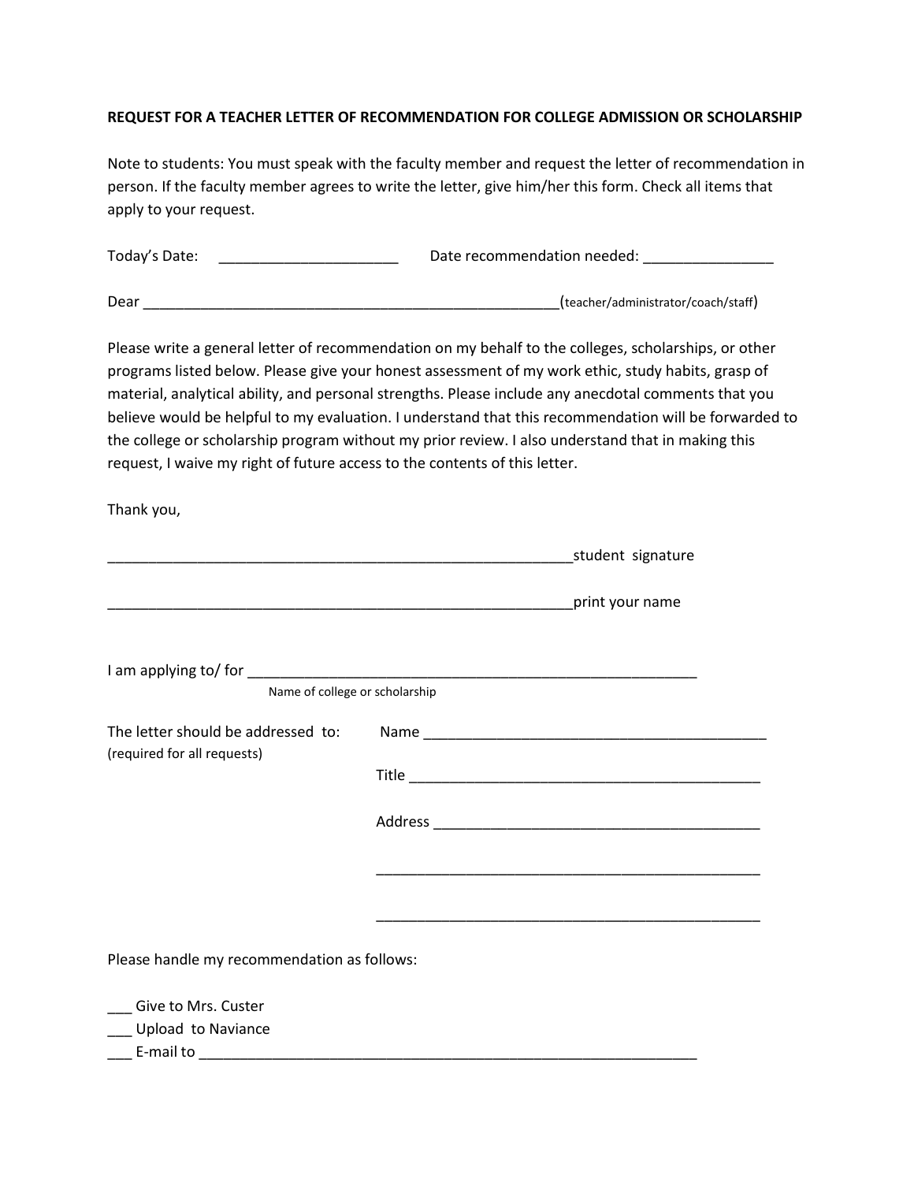**REQUEST FOR A TEACHER LETTER OF RECOMMENDATION FOR COLLEGE ADMISSION OR SCHOLARSHIP**

Note to students: You must speak with the faculty member and request the letter of recommendation in person. If the faculty member agrees to write the letter, give him/her this form. Check all items that apply to your request.

Today's Date: ______________________ Date recommendation needed: ________________

Dear _____________________________________________________(teacher/administrator/coach/staff)

Please write a general letter of recommendation on my behalf to the colleges, scholarships, or other programs listed below. Please give your honest assessment of my work ethic, study habits, grasp of material, analytical ability, and personal strengths. Please include any anecdotal comments that you believe would be helpful to my evaluation. I understand that this recommendation will be forwarded to the college or scholarship program without my prior review. I also understand that in making this request, I waive my right of future access to the contents of this letter.

Thank you,

___________________________________________________________student signature

___________________________________________________________print your name

I am applying to/ for _________________________________________________________
Name of college or scholarship

The letter should be addressed to: Name ___________________________________________
(required for all requests)

Title ____________________________________________

Address _________________________________________

________________________________________________

________________________________________________

Please handle my recommendation as follows:

___ Give to Mrs. Custer
___ Upload to Naviance
___ E-mail to _______________________________________________________________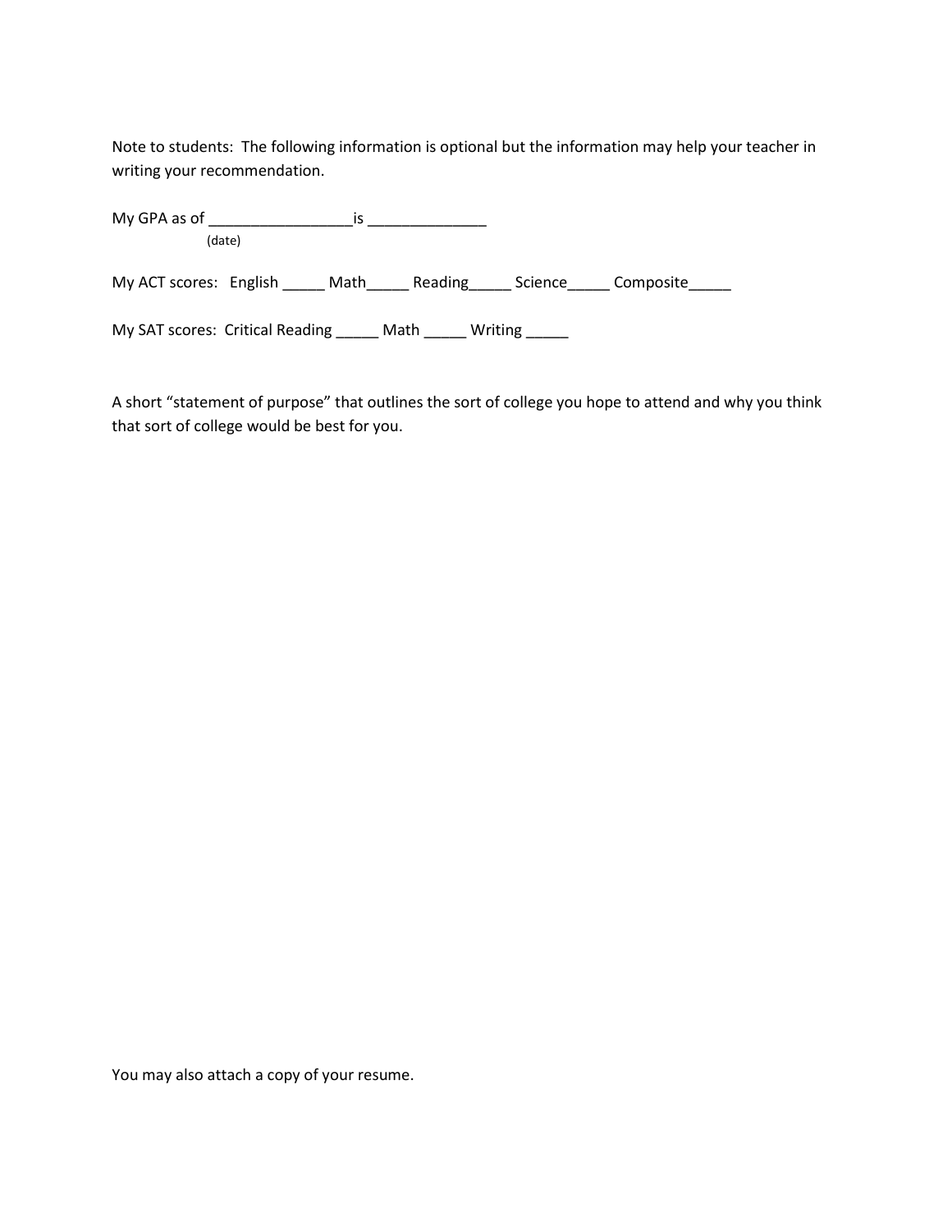Note to students: The following information is optional but the information may help your teacher in writing your recommendation.

My GPA as of _________________ is ______________
(date)

My ACT scores: English _____ Math_____ Reading_____ Science_____ Composite_____

My SAT scores: Critical Reading _____ Math _____ Writing _____

A short "statement of purpose" that outlines the sort of college you hope to attend and why you think that sort of college would be best for you.

You may also attach a copy of your resume.